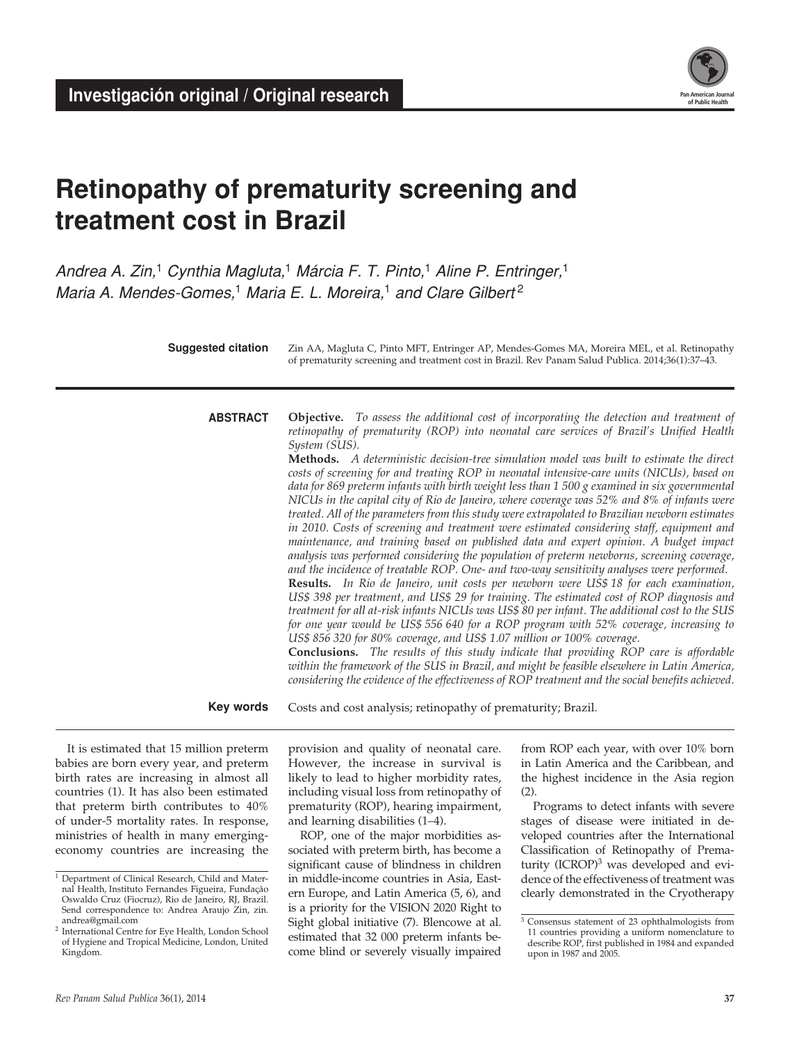**Investigación original / Original research**

# Retinopathy of prematurity screening and treatment cost in Brazil

*Andrea A. Zin,*[1] *Cynthia Magluta,*[1] *Márcia F. T. Pinto,*[1] *Aline P. Entringer,*[1] *Maria A. Mendes-Gomes,*[1] *Maria E. L. Moreira,*[1] *and Clare Gilbert*[2]

**Suggested citation** Zin AA, Magluta C, Pinto MFT, Entringer AP, Mendes-Gomes MA, Moreira MEL, et al. Retinopathy of prematurity screening and treatment cost in Brazil. Rev Panam Salud Publica. 2014;36(1):37–43.

**ABSTRACT**

**Objective.** *To assess the additional cost of incorporating the detection and treatment of retinopathy of prematurity (ROP) into neonatal care services of Brazil's Unified Health System (SUS).*

**Methods.** *A deterministic decision-tree simulation model was built to estimate the direct costs of screening for and treating ROP in neonatal intensive-care units (NICUs), based on data for 869 preterm infants with birth weight less than 1 500 g examined in six governmental NICUs in the capital city of Rio de Janeiro, where coverage was 52% and 8% of infants were treated. All of the parameters from this study were extrapolated to Brazilian newborn estimates in 2010. Costs of screening and treatment were estimated considering staff, equipment and maintenance, and training based on published data and expert opinion. A budget impact analysis was performed considering the population of preterm newborns, screening coverage, and the incidence of treatable ROP. One- and two-way sensitivity analyses were performed.*

**Results.** *In Rio de Janeiro, unit costs per newborn were US$ 18 for each examination, US$ 398 per treatment, and US$ 29 for training. The estimated cost of ROP diagnosis and treatment for all at-risk infants NICUs was US$ 80 per infant. The additional cost to the SUS for one year would be US$ 556 640 for a ROP program with 52% coverage, increasing to US$ 856 320 for 80% coverage, and US$ 1.07 million or 100% coverage.*

**Conclusions.** *The results of this study indicate that providing ROP care is affordable within the framework of the SUS in Brazil, and might be feasible elsewhere in Latin America, considering the evidence of the effectiveness of ROP treatment and the social benefits achieved.*

**Key words** Costs and cost analysis; retinopathy of prematurity; Brazil.

---

It is estimated that 15 million preterm babies are born every year, and preterm birth rates are increasing in almost all countries (1). It has also been estimated that preterm birth contributes to 40% of under-5 mortality rates. In response, ministries of health in many emerging-economy countries are increasing the provision and quality of neonatal care. However, the increase in survival is likely to lead to higher morbidity rates, including visual loss from retinopathy of prematurity (ROP), hearing impairment, and learning disabilities (1–4).

ROP, one of the major morbidities associated with preterm birth, has become a significant cause of blindness in children in middle-income countries in Asia, Eastern Europe, and Latin America (5, 6), and is a priority for the VISION 2020 Right to Sight global initiative (7). Blencowe at al. estimated that 32 000 preterm infants become blind or severely visually impaired from ROP each year, with over 10% born in Latin America and the Caribbean, and the highest incidence in the Asia region (2).

Programs to detect infants with severe stages of disease were initiated in developed countries after the International Classification of Retinopathy of Prematurity (ICROP)[3] was developed and evidence of the effectiveness of treatment was clearly demonstrated in the Cryotherapy

---

[1] Department of Clinical Research, Child and Maternal Health, Instituto Fernandes Figueira, Fundação Oswaldo Cruz (Fiocruz), Rio de Janeiro, RJ, Brazil. Send correspondence to: Andrea Araujo Zin, zin.andrea@gmail.com

[2] International Centre for Eye Health, London School of Hygiene and Tropical Medicine, London, United Kingdom.

[3] Consensus statement of 23 ophthalmologists from 11 countries providing a uniform nomenclature to describe ROP, first published in 1984 and expanded upon in 1987 and 2005.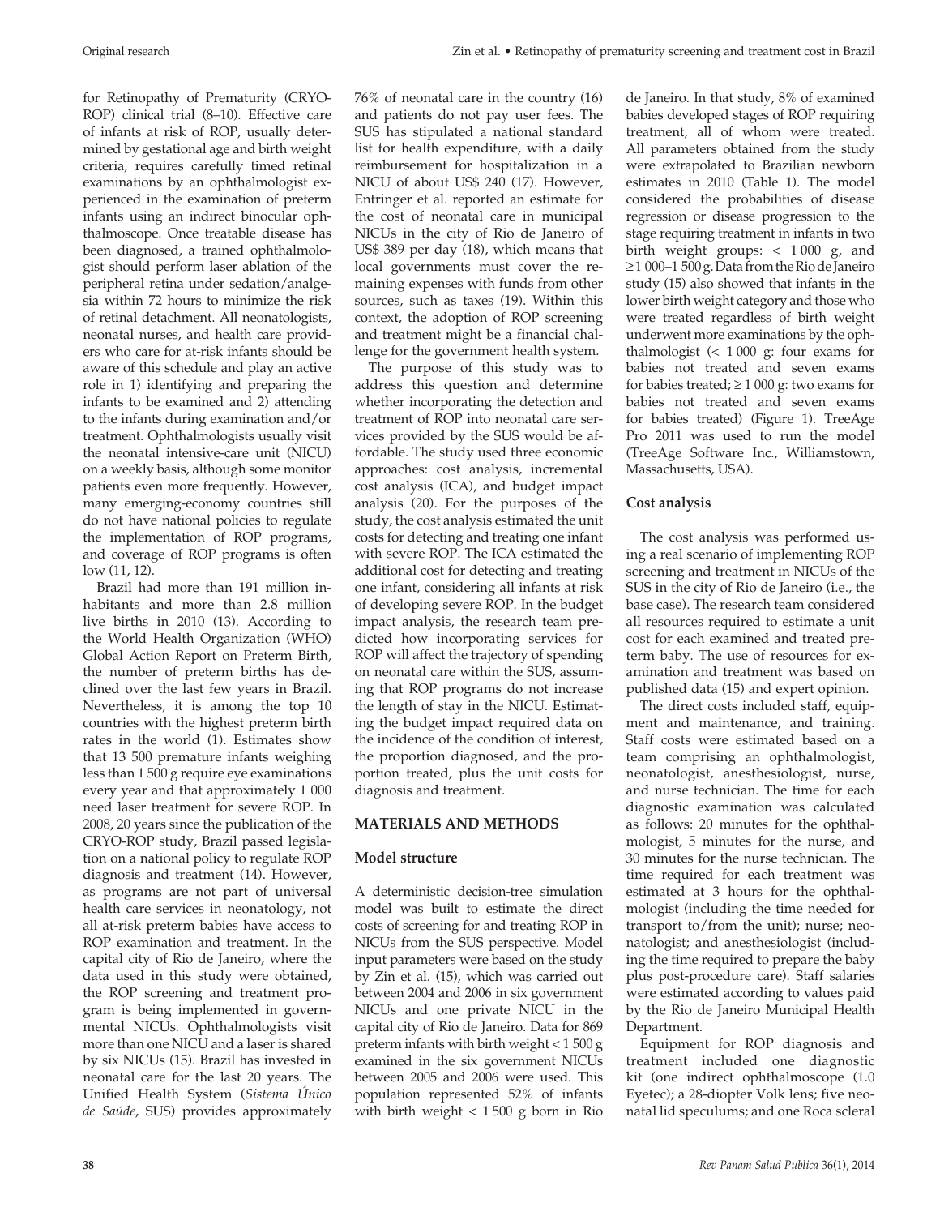for Retinopathy of Prematurity (CRYO-ROP) clinical trial (8–10). Effective care of infants at risk of ROP, usually determined by gestational age and birth weight criteria, requires carefully timed retinal examinations by an ophthalmologist experienced in the examination of preterm infants using an indirect binocular ophthalmoscope. Once treatable disease has been diagnosed, a trained ophthalmologist should perform laser ablation of the peripheral retina under sedation/analgesia within 72 hours to minimize the risk of retinal detachment. All neonatologists, neonatal nurses, and health care providers who care for at-risk infants should be aware of this schedule and play an active role in 1) identifying and preparing the infants to be examined and 2) attending to the infants during examination and/or treatment. Ophthalmologists usually visit the neonatal intensive-care unit (NICU) on a weekly basis, although some monitor patients even more frequently. However, many emerging-economy countries still do not have national policies to regulate the implementation of ROP programs, and coverage of ROP programs is often low (11, 12).

Brazil had more than 191 million inhabitants and more than 2.8 million live births in 2010 (13). According to the World Health Organization (WHO) Global Action Report on Preterm Birth, the number of preterm births has declined over the last few years in Brazil. Nevertheless, it is among the top 10 countries with the highest preterm birth rates in the world (1). Estimates show that 13 500 premature infants weighing less than 1 500 g require eye examinations every year and that approximately 1 000 need laser treatment for severe ROP. In 2008, 20 years since the publication of the CRYO-ROP study, Brazil passed legislation on a national policy to regulate ROP diagnosis and treatment (14). However, as programs are not part of universal health care services in neonatology, not all at-risk preterm babies have access to ROP examination and treatment. In the capital city of Rio de Janeiro, where the data used in this study were obtained, the ROP screening and treatment program is being implemented in governmental NICUs. Ophthalmologists visit more than one NICU and a laser is shared by six NICUs (15). Brazil has invested in neonatal care for the last 20 years. The Unified Health System (*Sistema Único de Saúde*, SUS) provides approximately 76% of neonatal care in the country (16) and patients do not pay user fees. The SUS has stipulated a national standard list for health expenditure, with a daily reimbursement for hospitalization in a NICU of about US$ 240 (17). However, Entringer et al. reported an estimate for the cost of neonatal care in municipal NICUs in the city of Rio de Janeiro of US$ 389 per day (18), which means that local governments must cover the remaining expenses with funds from other sources, such as taxes (19). Within this context, the adoption of ROP screening and treatment might be a financial challenge for the government health system.

The purpose of this study was to address this question and determine whether incorporating the detection and treatment of ROP into neonatal care services provided by the SUS would be affordable. The study used three economic approaches: cost analysis, incremental cost analysis (ICA), and budget impact analysis (20). For the purposes of the study, the cost analysis estimated the unit costs for detecting and treating one infant with severe ROP. The ICA estimated the additional cost for detecting and treating one infant, considering all infants at risk of developing severe ROP. In the budget impact analysis, the research team predicted how incorporating services for ROP will affect the trajectory of spending on neonatal care within the SUS, assuming that ROP programs do not increase the length of stay in the NICU. Estimating the budget impact required data on the incidence of the condition of interest, the proportion diagnosed, and the proportion treated, plus the unit costs for diagnosis and treatment.

## MATERIALS AND METHODS

### Model structure

A deterministic decision-tree simulation model was built to estimate the direct costs of screening for and treating ROP in NICUs from the SUS perspective. Model input parameters were based on the study by Zin et al. (15), which was carried out between 2004 and 2006 in six government NICUs and one private NICU in the capital city of Rio de Janeiro. Data for 869 preterm infants with birth weight < 1 500 g examined in the six government NICUs between 2005 and 2006 were used. This population represented 52% of infants with birth weight < 1 500 g born in Rio de Janeiro. In that study, 8% of examined babies developed stages of ROP requiring treatment, all of whom were treated. All parameters obtained from the study were extrapolated to Brazilian newborn estimates in 2010 (Table 1). The model considered the probabilities of disease regression or disease progression to the stage requiring treatment in infants in two birth weight groups: < 1 000 g, and ≥ 1 000–1 500 g. Data from the Rio de Janeiro study (15) also showed that infants in the lower birth weight category and those who were treated regardless of birth weight underwent more examinations by the ophthalmologist (< 1 000 g: four exams for babies not treated and seven exams for babies treated; ≥ 1 000 g: two exams for babies not treated and seven exams for babies treated) (Figure 1). TreeAge Pro 2011 was used to run the model (TreeAge Software Inc., Williamstown, Massachusetts, USA).

### Cost analysis

The cost analysis was performed using a real scenario of implementing ROP screening and treatment in NICUs of the SUS in the city of Rio de Janeiro (i.e., the base case). The research team considered all resources required to estimate a unit cost for each examined and treated preterm baby. The use of resources for examination and treatment was based on published data (15) and expert opinion.

The direct costs included staff, equipment and maintenance, and training. Staff costs were estimated based on a team comprising an ophthalmologist, neonatologist, anesthesiologist, nurse, and nurse technician. The time for each diagnostic examination was calculated as follows: 20 minutes for the ophthalmologist, 5 minutes for the nurse, and 30 minutes for the nurse technician. The time required for each treatment was estimated at 3 hours for the ophthalmologist (including the time needed for transport to/from the unit); nurse; neonatologist; and anesthesiologist (including the time required to prepare the baby plus post-procedure care). Staff salaries were estimated according to values paid by the Rio de Janeiro Municipal Health Department.

Equipment for ROP diagnosis and treatment included one diagnostic kit (one indirect ophthalmoscope (1.0 Eyetec); a 28-diopter Volk lens; five neonatal lid speculums; and one Roca scleral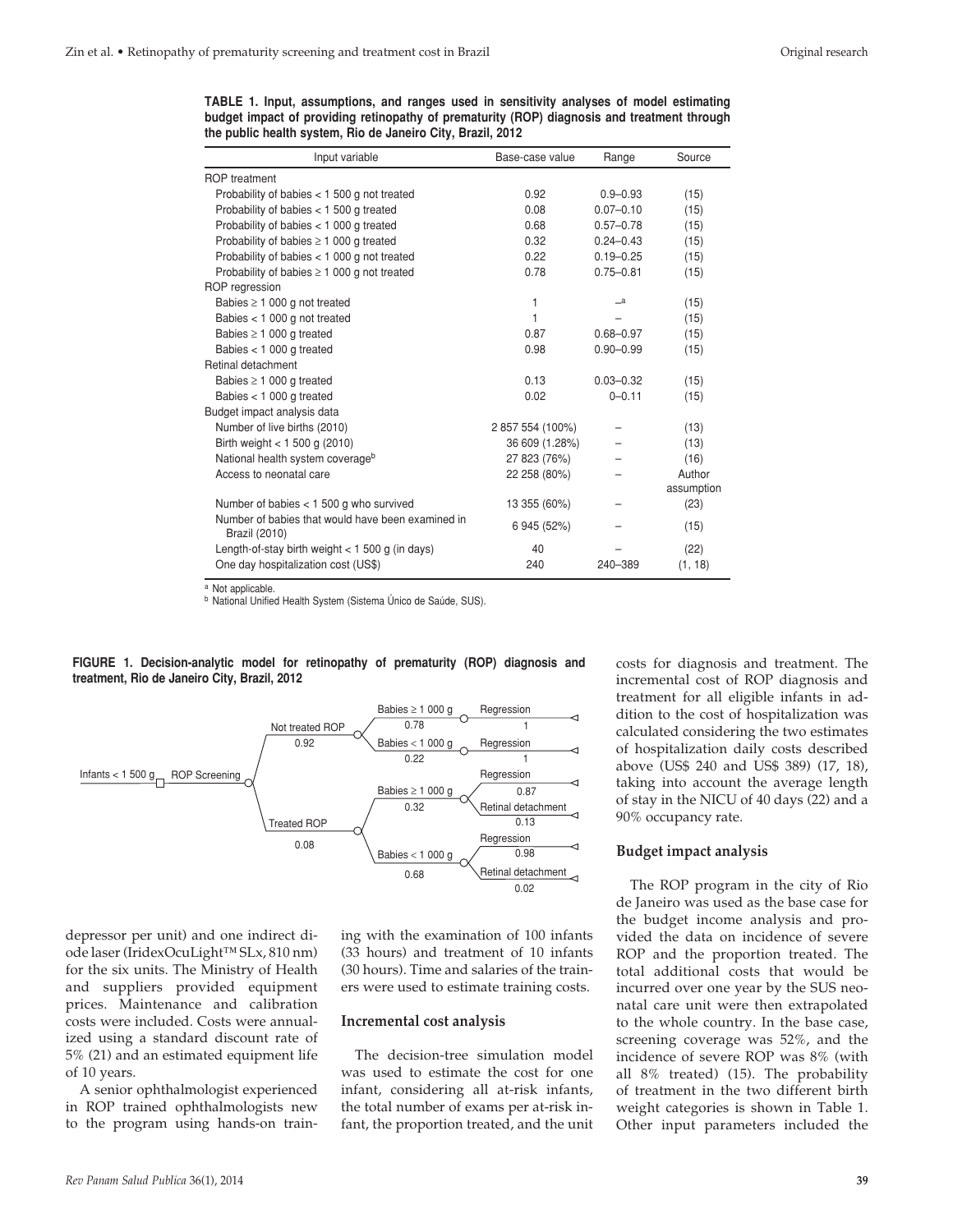**TABLE 1. Input, assumptions, and ranges used in sensitivity analyses of model estimating budget impact of providing retinopathy of prematurity (ROP) diagnosis and treatment through the public health system, Rio de Janeiro City, Brazil, 2012**

| Input variable | Base-case value | Range | Source |
|---|---|---|---|
| ROP treatment | | | |
| Probability of babies < 1 500 g not treated | 0.92 | 0.9–0.93 | (15) |
| Probability of babies < 1 500 g treated | 0.08 | 0.07–0.10 | (15) |
| Probability of babies < 1 000 g treated | 0.68 | 0.57–0.78 | (15) |
| Probability of babies ≥ 1 000 g treated | 0.32 | 0.24–0.43 | (15) |
| Probability of babies < 1 000 g not treated | 0.22 | 0.19–0.25 | (15) |
| Probability of babies ≥ 1 000 g not treated | 0.78 | 0.75–0.81 | (15) |
| ROP regression | | | |
| Babies ≥ 1 000 g not treated | 1 | –[a] | (15) |
| Babies < 1 000 g not treated | 1 | – | (15) |
| Babies ≥ 1 000 g treated | 0.87 | 0.68–0.97 | (15) |
| Babies < 1 000 g treated | 0.98 | 0.90–0.99 | (15) |
| Retinal detachment | | | |
| Babies ≥ 1 000 g treated | 0.13 | 0.03–0.32 | (15) |
| Babies < 1 000 g treated | 0.02 | 0–0.11 | (15) |
| Budget impact analysis data | | | |
| Number of live births (2010) | 2 857 554 (100%) | – | (13) |
| Birth weight < 1 500 g (2010) | 36 609 (1.28%) | – | (13) |
| National health system coverage[b] | 27 823 (76%) | – | (16) |
| Access to neonatal care | 22 258 (80%) | – | Author assumption |
| Number of babies < 1 500 g who survived | 13 355 (60%) | – | (23) |
| Number of babies that would have been examined in Brazil (2010) | 6 945 (52%) | – | (15) |
| Length-of-stay birth weight < 1 500 g (in days) | 40 | – | (22) |
| One day hospitalization cost (US$) | 240 | 240–389 | (1, 18) |

[a] Not applicable.
[b] National Unified Health System (Sistema Único de Saúde, SUS).

**FIGURE 1. Decision-analytic model for retinopathy of prematurity (ROP) diagnosis and treatment, Rio de Janeiro City, Brazil, 2012**

depressor per unit) and one indirect diode laser (IridexOcuLight™ SLx, 810 nm) for the six units. The Ministry of Health and suppliers provided equipment prices. Maintenance and calibration costs were included. Costs were annualized using a standard discount rate of 5% (21) and an estimated equipment life of 10 years.

A senior ophthalmologist experienced in ROP trained ophthalmologists new to the program using hands-on training with the examination of 100 infants (33 hours) and treatment of 10 infants (30 hours). Time and salaries of the trainers were used to estimate training costs.

## Incremental cost analysis

The decision-tree simulation model was used to estimate the cost for one infant, considering all at-risk infants, the total number of exams per at-risk infant, the proportion treated, and the unit costs for diagnosis and treatment. The incremental cost of ROP diagnosis and treatment for all eligible infants in addition to the cost of hospitalization was calculated considering the two estimates of hospitalization daily costs described above (US$ 240 and US$ 389) (17, 18), taking into account the average length of stay in the NICU of 40 days (22) and a 90% occupancy rate.

## Budget impact analysis

The ROP program in the city of Rio de Janeiro was used as the base case for the budget income analysis and provided the data on incidence of severe ROP and the proportion treated. The total additional costs that would be incurred over one year by the SUS neonatal care unit were then extrapolated to the whole country. In the base case, screening coverage was 52%, and the incidence of severe ROP was 8% (with all 8% treated) (15). The probability of treatment in the two different birth weight categories is shown in Table 1. Other input parameters included the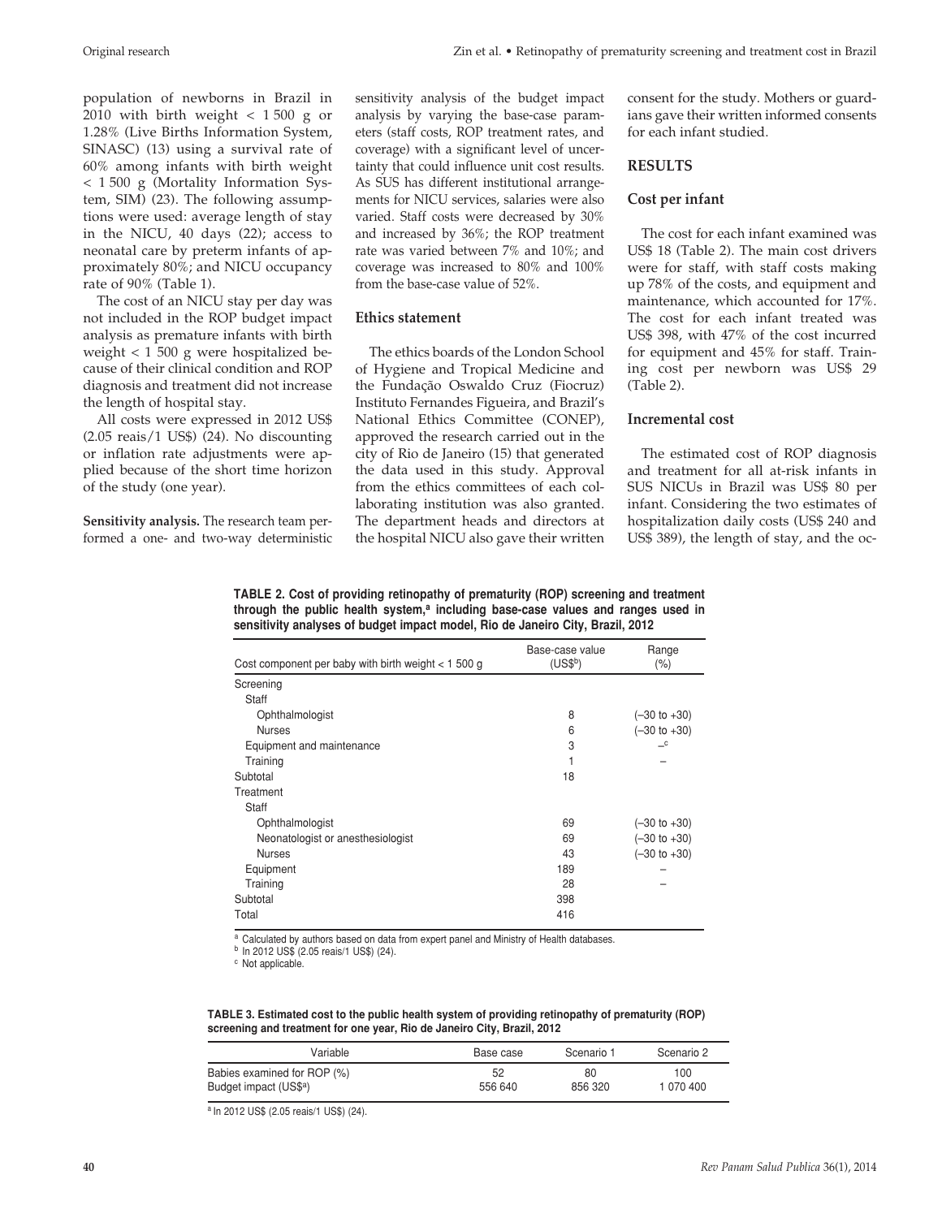population of newborns in Brazil in 2010 with birth weight < 1 500 g or 1.28% (Live Births Information System, SINASC) (13) using a survival rate of 60% among infants with birth weight < 1 500 g (Mortality Information System, SIM) (23). The following assumptions were used: average length of stay in the NICU, 40 days (22); access to neonatal care by preterm infants of approximately 80%; and NICU occupancy rate of 90% (Table 1).

The cost of an NICU stay per day was not included in the ROP budget impact analysis as premature infants with birth weight < 1 500 g were hospitalized because of their clinical condition and ROP diagnosis and treatment did not increase the length of hospital stay.

All costs were expressed in 2012 US$ (2.05 reais/1 US$) (24). No discounting or inflation rate adjustments were applied because of the short time horizon of the study (one year).

**Sensitivity analysis.** The research team performed a one- and two-way deterministic sensitivity analysis of the budget impact analysis by varying the base-case parameters (staff costs, ROP treatment rates, and coverage) with a significant level of uncertainty that could influence unit cost results. As SUS has different institutional arrangements for NICU services, salaries were also varied. Staff costs were decreased by 30% and increased by 36%; the ROP treatment rate was varied between 7% and 10%; and coverage was increased to 80% and 100% from the base-case value of 52%.

### Ethics statement

The ethics boards of the London School of Hygiene and Tropical Medicine and the Fundação Oswaldo Cruz (Fiocruz) Instituto Fernandes Figueira, and Brazil's National Ethics Committee (CONEP), approved the research carried out in the city of Rio de Janeiro (15) that generated the data used in this study. Approval from the ethics committees of each collaborating institution was also granted. The department heads and directors at the hospital NICU also gave their written consent for the study. Mothers or guardians gave their written informed consents for each infant studied.

## RESULTS

### Cost per infant

The cost for each infant examined was US$ 18 (Table 2). The main cost drivers were for staff, with staff costs making up 78% of the costs, and equipment and maintenance, which accounted for 17%. The cost for each infant treated was US$ 398, with 47% of the cost incurred for equipment and 45% for staff. Training cost per newborn was US$ 29 (Table 2).

### Incremental cost

The estimated cost of ROP diagnosis and treatment for all at-risk infants in SUS NICUs in Brazil was US$ 80 per infant. Considering the two estimates of hospitalization daily costs (US$ 240 and US$ 389), the length of stay, and the oc-

**TABLE 2. Cost of providing retinopathy of prematurity (ROP) screening and treatment through the public health system,[a] including base-case values and ranges used in sensitivity analyses of budget impact model, Rio de Janeiro City, Brazil, 2012**

| Cost component per baby with birth weight < 1 500 g | Base-case value (US$[b]) | Range (%) |
|---|---|---|
| Screening | | |
| Staff | | |
| Ophthalmologist | 8 | (–30 to +30) |
| Nurses | 6 | (–30 to +30) |
| Equipment and maintenance | 3 | –[c] |
| Training | 1 | – |
| Subtotal | 18 | |
| Treatment | | |
| Staff | | |
| Ophthalmologist | 69 | (–30 to +30) |
| Neonatologist or anesthesiologist | 69 | (–30 to +30) |
| Nurses | 43 | (–30 to +30) |
| Equipment | 189 | – |
| Training | 28 | – |
| Subtotal | 398 | |
| Total | 416 | |

[a] Calculated by authors based on data from expert panel and Ministry of Health databases.
[b] In 2012 US$ (2.05 reais/1 US$) (24).
[c] Not applicable.

**TABLE 3. Estimated cost to the public health system of providing retinopathy of prematurity (ROP) screening and treatment for one year, Rio de Janeiro City, Brazil, 2012**

| Variable | Base case | Scenario 1 | Scenario 2 |
|---|---|---|---|
| Babies examined for ROP (%) | 52 | 80 | 100 |
| Budget impact (US$[a]) | 556 640 | 856 320 | 1 070 400 |

[a] In 2012 US$ (2.05 reais/1 US$) (24).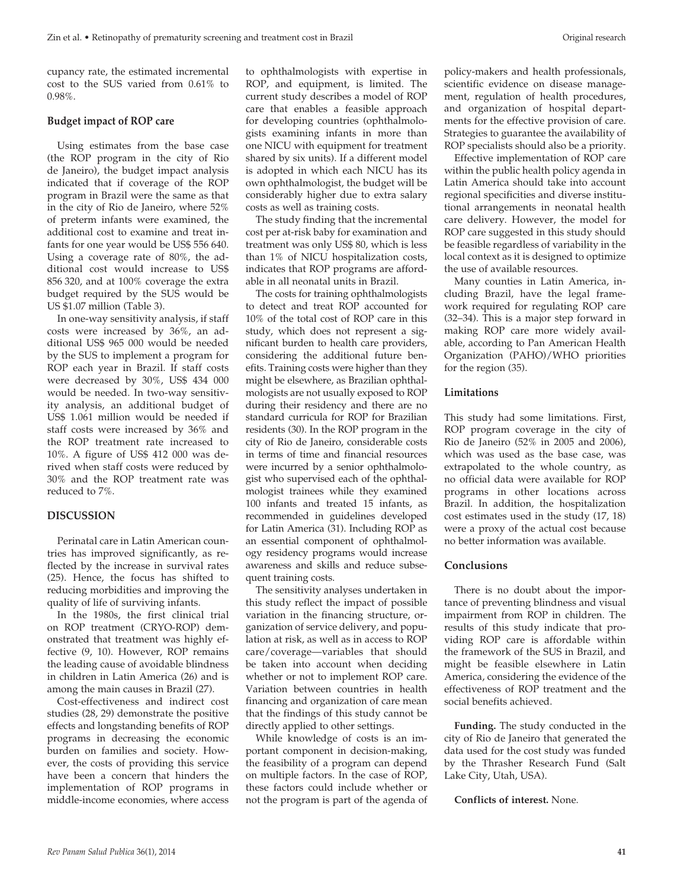cupancy rate, the estimated incremental cost to the SUS varied from 0.61% to 0.98%.

### Budget impact of ROP care

Using estimates from the base case (the ROP program in the city of Rio de Janeiro), the budget impact analysis indicated that if coverage of the ROP program in Brazil were the same as that in the city of Rio de Janeiro, where 52% of preterm infants were examined, the additional cost to examine and treat infants for one year would be US$ 556 640. Using a coverage rate of 80%, the additional cost would increase to US$ 856 320, and at 100% coverage the extra budget required by the SUS would be US $1.07 million (Table 3).

In one-way sensitivity analysis, if staff costs were increased by 36%, an additional US$ 965 000 would be needed by the SUS to implement a program for ROP each year in Brazil. If staff costs were decreased by 30%, US$ 434 000 would be needed. In two-way sensitivity analysis, an additional budget of US$ 1.061 million would be needed if staff costs were increased by 36% and the ROP treatment rate increased to 10%. A figure of US$ 412 000 was derived when staff costs were reduced by 30% and the ROP treatment rate was reduced to 7%.

## DISCUSSION

Perinatal care in Latin American countries has improved significantly, as reflected by the increase in survival rates (25). Hence, the focus has shifted to reducing morbidities and improving the quality of life of surviving infants.

In the 1980s, the first clinical trial on ROP treatment (CRYO-ROP) demonstrated that treatment was highly effective (9, 10). However, ROP remains the leading cause of avoidable blindness in children in Latin America (26) and is among the main causes in Brazil (27).

Cost-effectiveness and indirect cost studies (28, 29) demonstrate the positive effects and longstanding benefits of ROP programs in decreasing the economic burden on families and society. However, the costs of providing this service have been a concern that hinders the implementation of ROP programs in middle-income economies, where access to ophthalmologists with expertise in ROP, and equipment, is limited. The current study describes a model of ROP care that enables a feasible approach for developing countries (ophthalmologists examining infants in more than one NICU with equipment for treatment shared by six units). If a different model is adopted in which each NICU has its own ophthalmologist, the budget will be considerably higher due to extra salary costs as well as training costs.

The study finding that the incremental cost per at-risk baby for examination and treatment was only US$ 80, which is less than 1% of NICU hospitalization costs, indicates that ROP programs are affordable in all neonatal units in Brazil.

The costs for training ophthalmologists to detect and treat ROP accounted for 10% of the total cost of ROP care in this study, which does not represent a significant burden to health care providers, considering the additional future benefits. Training costs were higher than they might be elsewhere, as Brazilian ophthalmologists are not usually exposed to ROP during their residency and there are no standard curricula for ROP for Brazilian residents (30). In the ROP program in the city of Rio de Janeiro, considerable costs in terms of time and financial resources were incurred by a senior ophthalmologist who supervised each of the ophthalmologist trainees while they examined 100 infants and treated 15 infants, as recommended in guidelines developed for Latin America (31). Including ROP as an essential component of ophthalmology residency programs would increase awareness and skills and reduce subsequent training costs.

The sensitivity analyses undertaken in this study reflect the impact of possible variation in the financing structure, organization of service delivery, and population at risk, as well as in access to ROP care/coverage—variables that should be taken into account when deciding whether or not to implement ROP care. Variation between countries in health financing and organization of care mean that the findings of this study cannot be directly applied to other settings.

While knowledge of costs is an important component in decision-making, the feasibility of a program can depend on multiple factors. In the case of ROP, these factors could include whether or not the program is part of the agenda of policy-makers and health professionals, scientific evidence on disease management, regulation of health procedures, and organization of hospital departments for the effective provision of care. Strategies to guarantee the availability of ROP specialists should also be a priority.

Effective implementation of ROP care within the public health policy agenda in Latin America should take into account regional specificities and diverse institutional arrangements in neonatal health care delivery. However, the model for ROP care suggested in this study should be feasible regardless of variability in the local context as it is designed to optimize the use of available resources.

Many counties in Latin America, including Brazil, have the legal framework required for regulating ROP care (32–34). This is a major step forward in making ROP care more widely available, according to Pan American Health Organization (PAHO)/WHO priorities for the region (35).

### Limitations

This study had some limitations. First, ROP program coverage in the city of Rio de Janeiro (52% in 2005 and 2006), which was used as the base case, was extrapolated to the whole country, as no official data were available for ROP programs in other locations across Brazil. In addition, the hospitalization cost estimates used in the study (17, 18) were a proxy of the actual cost because no better information was available.

### Conclusions

There is no doubt about the importance of preventing blindness and visual impairment from ROP in children. The results of this study indicate that providing ROP care is affordable within the framework of the SUS in Brazil, and might be feasible elsewhere in Latin America, considering the evidence of the effectiveness of ROP treatment and the social benefits achieved.

**Funding.** The study conducted in the city of Rio de Janeiro that generated the data used for the cost study was funded by the Thrasher Research Fund (Salt Lake City, Utah, USA).

**Conflicts of interest.** None.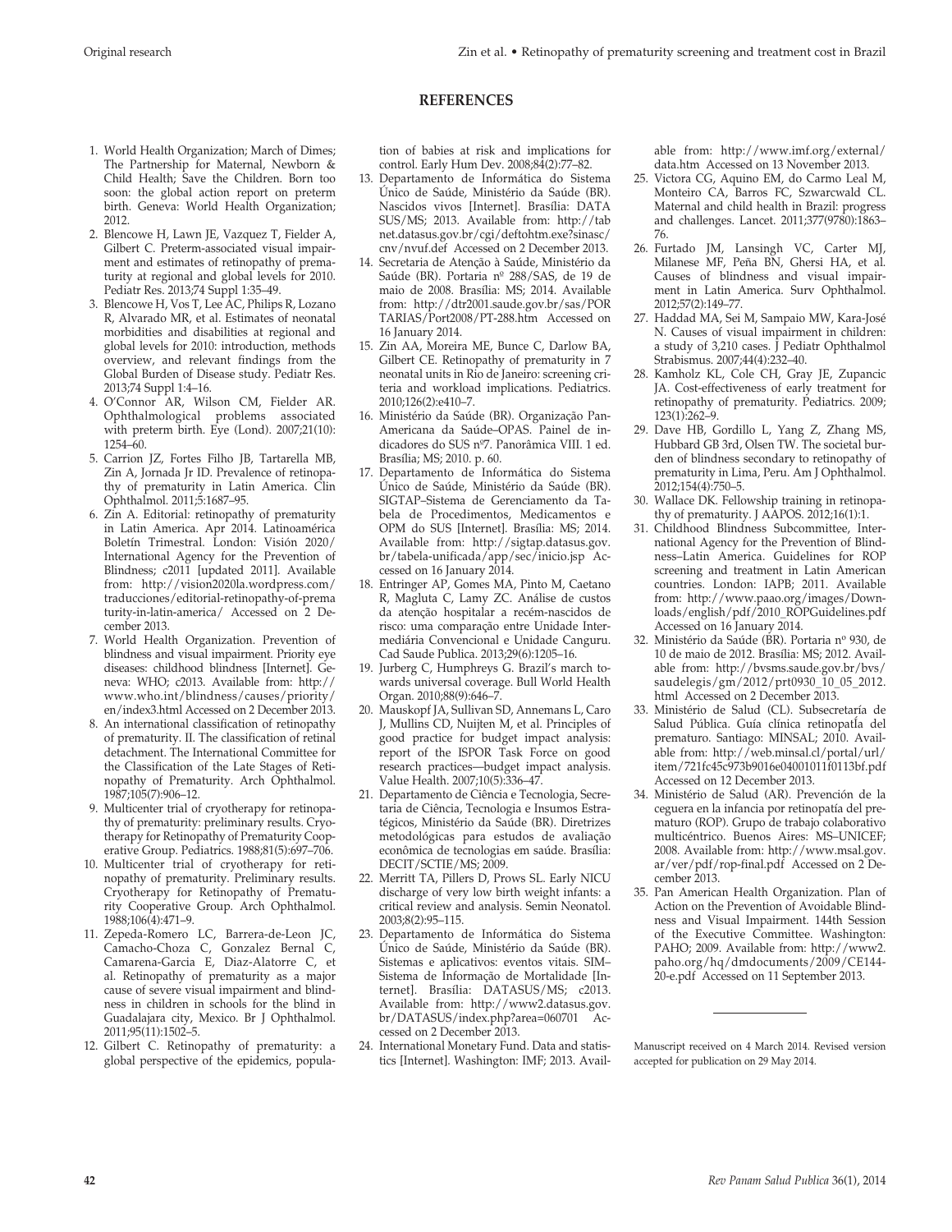## REFERENCES

1. World Health Organization; March of Dimes; The Partnership for Maternal, Newborn & Child Health; Save the Children. Born too soon: the global action report on preterm birth. Geneva: World Health Organization; 2012.
2. Blencowe H, Lawn JE, Vazquez T, Fielder A, Gilbert C. Preterm-associated visual impairment and estimates of retinopathy of prematurity at regional and global levels for 2010. Pediatr Res. 2013;74 Suppl 1:35–49.
3. Blencowe H, Vos T, Lee AC, Philips R, Lozano R, Alvarado MR, et al. Estimates of neonatal morbidities and disabilities at regional and global levels for 2010: introduction, methods overview, and relevant findings from the Global Burden of Disease study. Pediatr Res. 2013;74 Suppl 1:4–16.
4. O'Connor AR, Wilson CM, Fielder AR. Ophthalmological problems associated with preterm birth. Eye (Lond). 2007;21(10): 1254–60.
5. Carrion JZ, Fortes Filho JB, Tartarella MB, Zin A, Jornada Jr ID. Prevalence of retinopathy of prematurity in Latin America. Clin Ophthalmol. 2011;5:1687–95.
6. Zin A. Editorial: retinopathy of prematurity in Latin America. Apr 2014. Latinoamérica Boletín Trimestral. London: Visión 2020/ International Agency for the Prevention of Blindness; c2011 [updated 2011]. Available from: http://vision2020la.wordpress.com/traducciones/editorial-retinopathy-of-prematurity-in-latin-america/ Accessed on 2 December 2013.
7. World Health Organization. Prevention of blindness and visual impairment. Priority eye diseases: childhood blindness [Internet]. Geneva: WHO; c2013. Available from: http://www.who.int/blindness/causes/priority/en/index3.html Accessed on 2 December 2013.
8. An international classification of retinopathy of prematurity. II. The classification of retinal detachment. The International Committee for the Classification of the Late Stages of Retinopathy of Prematurity. Arch Ophthalmol. 1987;105(7):906–12.
9. Multicenter trial of cryotherapy for retinopathy of prematurity: preliminary results. Cryotherapy for Retinopathy of Prematurity Cooperative Group. Pediatrics. 1988;81(5):697–706.
10. Multicenter trial of cryotherapy for retinopathy of prematurity. Preliminary results. Cryotherapy for Retinopathy of Prematurity Cooperative Group. Arch Ophthalmol. 1988;106(4):471–9.
11. Zepeda-Romero LC, Barrera-de-Leon JC, Camacho-Choza C, Gonzalez Bernal C, Camarena-Garcia E, Diaz-Alatorre C, et al. Retinopathy of prematurity as a major cause of severe visual impairment and blindness in children in schools for the blind in Guadalajara city, Mexico. Br J Ophthalmol. 2011;95(11):1502–5.
12. Gilbert C. Retinopathy of prematurity: a global perspective of the epidemics, population of babies at risk and implications for control. Early Hum Dev. 2008;84(2):77–82.
13. Departamento de Informática do Sistema Único de Saúde, Ministério da Saúde (BR). Nascidos vivos [Internet]. Brasília: DATASUS/MS; 2013. Available from: http://tabnet.datasus.gov.br/cgi/deftohtm.exe?sinasc/cnv/nvuf.def Accessed on 2 December 2013.
14. Secretaria de Atenção à Saúde, Ministério da Saúde (BR). Portaria nº 288/SAS, de 19 de maio de 2008. Brasília: MS; 2014. Available from: http://dtr2001.saude.gov.br/sas/PORTARIAS/Port2008/PT-288.htm Accessed on 16 January 2014.
15. Zin AA, Moreira ME, Bunce C, Darlow BA, Gilbert CE. Retinopathy of prematurity in 7 neonatal units in Rio de Janeiro: screening criteria and workload implications. Pediatrics. 2010;126(2):e410–7.
16. Ministério da Saúde (BR). Organização Pan-Americana da Saúde–OPAS. Painel de indicadores do SUS nº7. Panorâmica VIII. 1 ed. Brasília; MS; 2010. p. 60.
17. Departamento de Informática do Sistema Único de Saúde, Ministério da Saúde (BR). SIGTAP–Sistema de Gerenciamento da Tabela de Procedimentos, Medicamentos e OPM do SUS [Internet]. Brasília: MS; 2014. Available from: http://sigtap.datasus.gov.br/tabela-unificada/app/sec/inicio.jsp Accessed on 16 January 2014.
18. Entringer AP, Gomes MA, Pinto M, Caetano R, Magluta C, Lamy ZC. Análise de custos da atenção hospitalar a recém-nascidos de risco: uma comparação entre Unidade Intermediária Convencional e Unidade Canguru. Cad Saude Publica. 2013;29(6):1205–16.
19. Jurberg C, Humphreys G. Brazil's march towards universal coverage. Bull World Health Organ. 2010;88(9):646–7.
20. Mauskopf JA, Sullivan SD, Annemans L, Caro J, Mullins CD, Nuijten M, et al. Principles of good practice for budget impact analysis: report of the ISPOR Task Force on good research practices—budget impact analysis. Value Health. 2007;10(5):336–47.
21. Departamento de Ciência e Tecnologia, Secretaria de Ciência, Tecnologia e Insumos Estratégicos, Ministério da Saúde (BR). Diretrizes metodológicas para estudos de avaliação econômica de tecnologias em saúde. Brasília: DECIT/SCTIE/MS; 2009.
22. Merritt TA, Pillers D, Prows SL. Early NICU discharge of very low birth weight infants: a critical review and analysis. Semin Neonatol. 2003;8(2):95–115.
23. Departamento de Informática do Sistema Único de Saúde, Ministério da Saúde (BR). Sistemas e aplicativos: eventos vitais. SIM–Sistema de Informação de Mortalidade [Internet]. Brasília: DATASUS/MS; c2013. Available from: http://www2.datasus.gov.br/DATASUS/index.php?area=060701 Accessed on 2 December 2013.
24. International Monetary Fund. Data and statistics [Internet]. Washington: IMF; 2013. Available from: http://www.imf.org/external/data.htm Accessed on 13 November 2013.
25. Victora CG, Aquino EM, do Carmo Leal M, Monteiro CA, Barros FC, Szwarcwald CL. Maternal and child health in Brazil: progress and challenges. Lancet. 2011;377(9780):1863–76.
26. Furtado JM, Lansingh VC, Carter MJ, Milanese MF, Peña BN, Ghersi HA, et al. Causes of blindness and visual impairment in Latin America. Surv Ophthalmol. 2012;57(2):149–77.
27. Haddad MA, Sei M, Sampaio MW, Kara-José N. Causes of visual impairment in children: a study of 3,210 cases. J Pediatr Ophthalmol Strabismus. 2007;44(4):232–40.
28. Kamholz KL, Cole CH, Gray JE, Zupancic JA. Cost-effectiveness of early treatment for retinopathy of prematurity. Pediatrics. 2009; 123(1):262–9.
29. Dave HB, Gordillo L, Yang Z, Zhang MS, Hubbard GB 3rd, Olsen TW. The societal burden of blindness secondary to retinopathy of prematurity in Lima, Peru. Am J Ophthalmol. 2012;154(4):750–5.
30. Wallace DK. Fellowship training in retinopathy of prematurity. J AAPOS. 2012;16(1):1.
31. Childhood Blindness Subcommittee, International Agency for the Prevention of Blindness–Latin America. Guidelines for ROP screening and treatment in Latin American countries. London: IAPB; 2011. Available from: http://www.paao.org/images/Downloads/english/pdf/2010_ROPGuidelines.pdf Accessed on 16 January 2014.
32. Ministério da Saúde (BR). Portaria nº 930, de 10 de maio de 2012. Brasília: MS; 2012. Available from: http://bvsms.saude.gov.br/bvs/saudelegis/gm/2012/prt0930_10_05_2012.html Accessed on 2 December 2013.
33. Ministerio de Salud (CL). Subsecretaría de Salud Pública. Guía clínica retinopatía del prematuro. Santiago: MINSAL; 2010. Available from: http://web.minsal.cl/portal/url/item/721fc45c973b9016e04001011f0113bf.pdf Accessed on 12 December 2013.
34. Ministerio de Salud (AR). Prevención de la ceguera en la infancia por retinopatía del prematuro (ROP). Grupo de trabajo colaborativo multicéntrico. Buenos Aires: MS–UNICEF; 2008. Available from: http://www.msal.gov.ar/ver/pdf/rop-final.pdf Accessed on 2 December 2013.
35. Pan American Health Organization. Plan of Action on the Prevention of Avoidable Blindness and Visual Impairment. 144th Session of the Executive Committee. Washington: PAHO; 2009. Available from: http://www2.paho.org/hq/dmdocuments/2009/CE144-20-e.pdf Accessed on 11 September 2013.

---

Manuscript received on 4 March 2014. Revised version accepted for publication on 29 May 2014.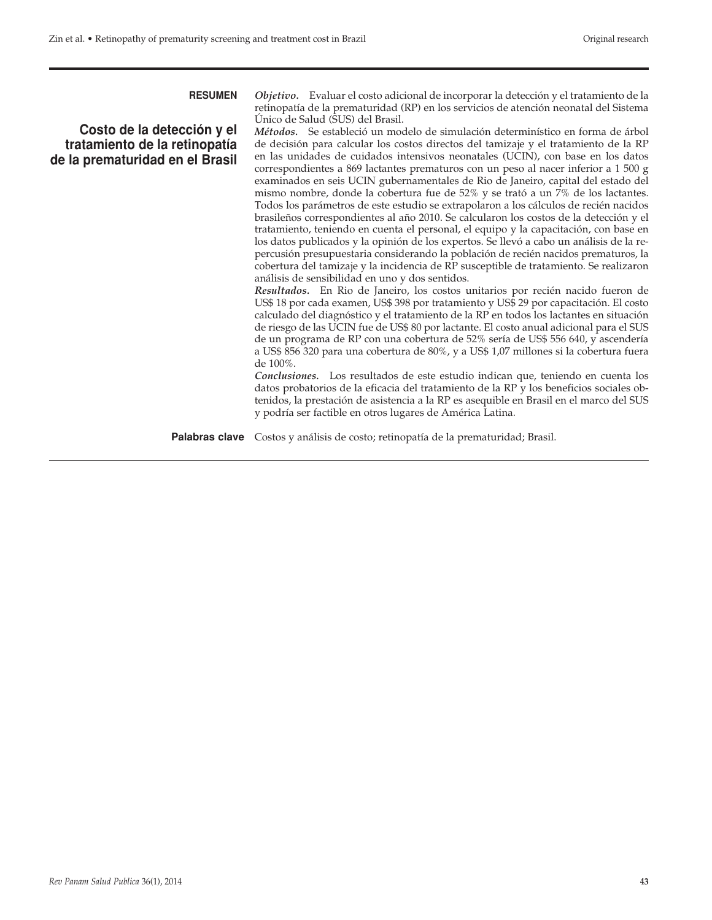## RESUMEN

## Costo de la detección y el tratamiento de la retinopatía de la prematuridad en el Brasil

***Objetivo.*** Evaluar el costo adicional de incorporar la detección y el tratamiento de la retinopatía de la prematuridad (RP) en los servicios de atención neonatal del Sistema Único de Salud (SUS) del Brasil.

***Métodos.*** Se estableció un modelo de simulación determinístico en forma de árbol de decisión para calcular los costos directos del tamizaje y el tratamiento de la RP en las unidades de cuidados intensivos neonatales (UCIN), con base en los datos correspondientes a 869 lactantes prematuros con un peso al nacer inferior a 1 500 g examinados en seis UCIN gubernamentales de Rio de Janeiro, capital del estado del mismo nombre, donde la cobertura fue de 52% y se trató a un 7% de los lactantes. Todos los parámetros de este estudio se extrapolaron a los cálculos de recién nacidos brasileños correspondientes al año 2010. Se calcularon los costos de la detección y el tratamiento, teniendo en cuenta el personal, el equipo y la capacitación, con base en los datos publicados y la opinión de los expertos. Se llevó a cabo un análisis de la repercusión presupuestaria considerando la población de recién nacidos prematuros, la cobertura del tamizaje y la incidencia de RP susceptible de tratamiento. Se realizaron análisis de sensibilidad en uno y dos sentidos.

***Resultados.*** En Rio de Janeiro, los costos unitarios por recién nacido fueron de US$ 18 por cada examen, US$ 398 por tratamiento y US$ 29 por capacitación. El costo calculado del diagnóstico y el tratamiento de la RP en todos los lactantes en situación de riesgo de las UCIN fue de US$ 80 por lactante. El costo anual adicional para el SUS de un programa de RP con una cobertura de 52% sería de US$ 556 640, y ascendería a US$ 856 320 para una cobertura de 80%, y a US$ 1,07 millones si la cobertura fuera de 100%.

***Conclusiones.*** Los resultados de este estudio indican que, teniendo en cuenta los datos probatorios de la eficacia del tratamiento de la RP y los beneficios sociales obtenidos, la prestación de asistencia a la RP es asequible en Brasil en el marco del SUS y podría ser factible en otros lugares de América Latina.

**Palabras clave** Costos y análisis de costo; retinopatía de la prematuridad; Brasil.